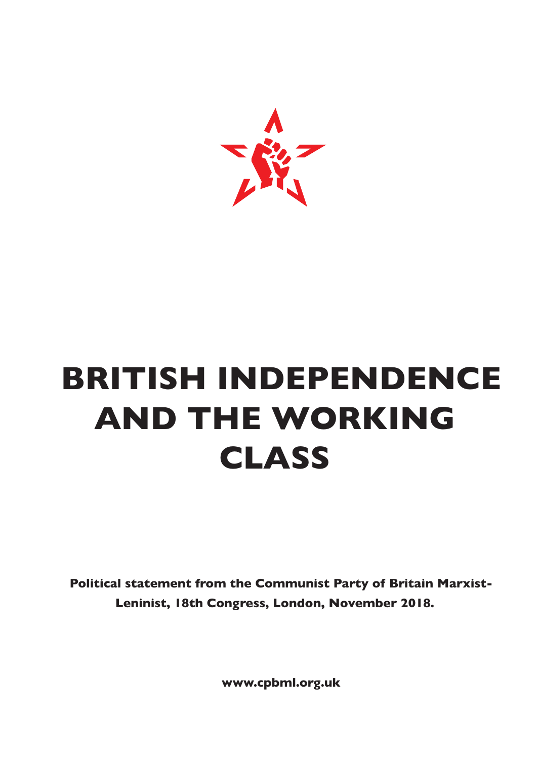# BRITISH INDEPENDENCE AND THE WORKING CLASS

**Political statement from the Communist Party of Britain Marxist-Leninist, 18th Congress, London, November 2018.**

**www.cpbml.org.uk**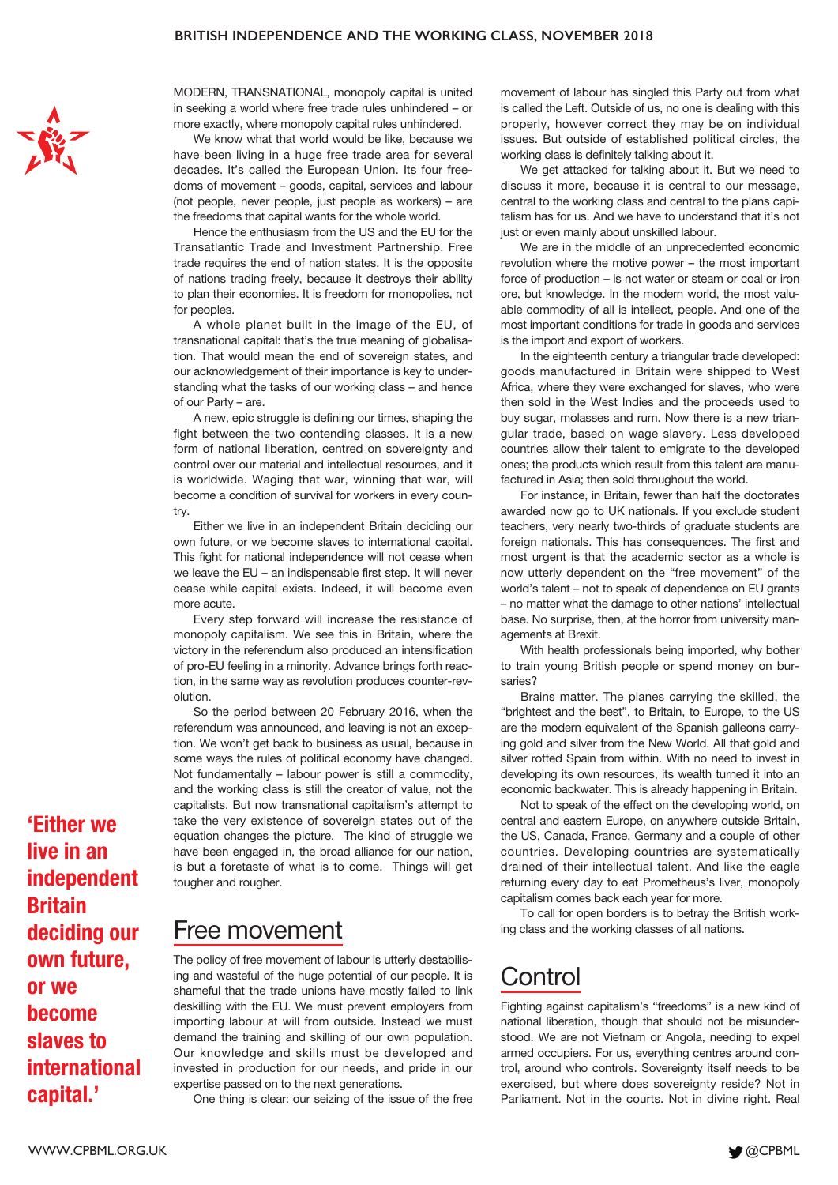MODERN, TRANSNATIONAL, monopoly capital is united in seeking a world where free trade rules unhindered – or more exactly, where monopoly capital rules unhindered.

We know what that world would be like, because we have been living in a huge free trade area for several decades. It's called the European Union. Its four freedoms of movement – goods, capital, services and labour (not people, never people, just people as workers) – are the freedoms that capital wants for the whole world.

Hence the enthusiasm from the US and the EU for the Transatlantic Trade and Investment Partnership. Free trade requires the end of nation states. It is the opposite of nations trading freely, because it destroys their ability to plan their economies. It is freedom for monopolies, not for peoples.

A whole planet built in the image of the EU, of transnational capital: that's the true meaning of globalisation. That would mean the end of sovereign states, and our acknowledgement of their importance is key to understanding what the tasks of our working class – and hence of our Party – are.

A new, epic struggle is defining our times, shaping the fight between the two contending classes. It is a new form of national liberation, centred on sovereignty and control over our material and intellectual resources, and it is worldwide. Waging that war, winning that war, will become a condition of survival for workers in every country.

Either we live in an independent Britain deciding our own future, or we become slaves to international capital. This fight for national independence will not cease when we leave the EU – an indispensable first step. It will never cease while capital exists. Indeed, it will become even more acute.

Every step forward will increase the resistance of monopoly capitalism. We see this in Britain, where the victory in the referendum also produced an intensification of pro-EU feeling in a minority. Advance brings forth reaction, in the same way as revolution produces counter-revolution.

So the period between 20 February 2016, when the referendum was announced, and leaving is not an exception. We won't get back to business as usual, because in some ways the rules of political economy have changed. Not fundamentally – labour power is still a commodity, and the working class is still the creator of value, not the capitalists. But now transnational capitalism's attempt to take the very existence of sovereign states out of the equation changes the picture. The kind of struggle we have been engaged in, the broad alliance for our nation, is but a foretaste of what is to come. Things will get tougher and rougher.

**'Either we live in an independent Britain deciding our own future, or we become slaves to international capital.'**

## Free movement

The policy of free movement of labour is utterly destabilising and wasteful of the huge potential of our people. It is shameful that the trade unions have mostly failed to link deskilling with the EU. We must prevent employers from importing labour at will from outside. Instead we must demand the training and skilling of our own population. Our knowledge and skills must be developed and invested in production for our needs, and pride in our expertise passed on to the next generations.

One thing is clear: our seizing of the issue of the free movement of labour has singled this Party out from what is called the Left. Outside of us, no one is dealing with this properly, however correct they may be on individual issues. But outside of established political circles, the working class is definitely talking about it.

We get attacked for talking about it. But we need to discuss it more, because it is central to our message, central to the working class and central to the plans capitalism has for us. And we have to understand that it's not just or even mainly about unskilled labour.

We are in the middle of an unprecedented economic revolution where the motive power – the most important force of production – is not water or steam or coal or iron ore, but knowledge. In the modern world, the most valuable commodity of all is intellect, people. And one of the most important conditions for trade in goods and services is the import and export of workers.

In the eighteenth century a triangular trade developed: goods manufactured in Britain were shipped to West Africa, where they were exchanged for slaves, who were then sold in the West Indies and the proceeds used to buy sugar, molasses and rum. Now there is a new triangular trade, based on wage slavery. Less developed countries allow their talent to emigrate to the developed ones; the products which result from this talent are manufactured in Asia; then sold throughout the world.

For instance, in Britain, fewer than half the doctorates awarded now go to UK nationals. If you exclude student teachers, very nearly two-thirds of graduate students are foreign nationals. This has consequences. The first and most urgent is that the academic sector as a whole is now utterly dependent on the "free movement" of the world's talent – not to speak of dependence on EU grants – no matter what the damage to other nations' intellectual base. No surprise, then, at the horror from university managements at Brexit.

With health professionals being imported, why bother to train young British people or spend money on bursaries?

Brains matter. The planes carrying the skilled, the "brightest and the best", to Britain, to Europe, to the US are the modern equivalent of the Spanish galleons carrying gold and silver from the New World. All that gold and silver rotted Spain from within. With no need to invest in developing its own resources, its wealth turned it into an economic backwater. This is already happening in Britain.

Not to speak of the effect on the developing world, on central and eastern Europe, on anywhere outside Britain, the US, Canada, France, Germany and a couple of other countries. Developing countries are systematically drained of their intellectual talent. And like the eagle returning every day to eat Prometheus's liver, monopoly capitalism comes back each year for more.

To call for open borders is to betray the British working class and the working classes of all nations.

## Control

Fighting against capitalism's "freedoms" is a new kind of national liberation, though that should not be misunderstood. We are not Vietnam or Angola, needing to expel armed occupiers. For us, everything centres around control, around who controls. Sovereignty itself needs to be exercised, but where does sovereignty reside? Not in Parliament. Not in the courts. Not in divine right. Real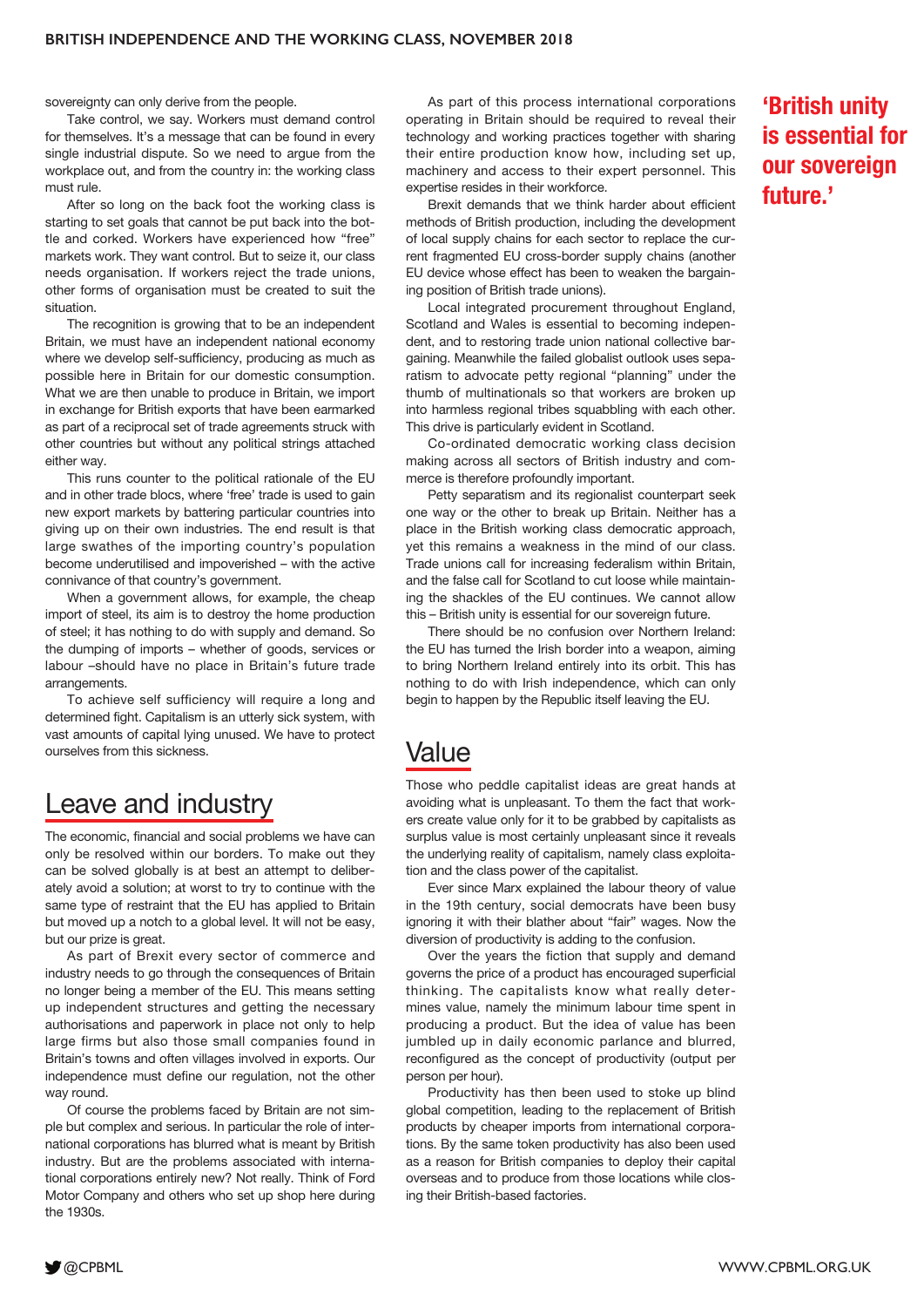sovereignty can only derive from the people.

Take control, we say. Workers must demand control for themselves. It's a message that can be found in every single industrial dispute. So we need to argue from the workplace out, and from the country in: the working class must rule.

After so long on the back foot the working class is starting to set goals that cannot be put back into the bottle and corked. Workers have experienced how "free" markets work. They want control. But to seize it, our class needs organisation. If workers reject the trade unions, other forms of organisation must be created to suit the situation.

The recognition is growing that to be an independent Britain, we must have an independent national economy where we develop self-sufficiency, producing as much as possible here in Britain for our domestic consumption. What we are then unable to produce in Britain, we import in exchange for British exports that have been earmarked as part of a reciprocal set of trade agreements struck with other countries but without any political strings attached either way.

This runs counter to the political rationale of the EU and in other trade blocs, where 'free' trade is used to gain new export markets by battering particular countries into giving up on their own industries. The end result is that large swathes of the importing country's population become underutilised and impoverished – with the active connivance of that country's government.

When a government allows, for example, the cheap import of steel, its aim is to destroy the home production of steel; it has nothing to do with supply and demand. So the dumping of imports – whether of goods, services or labour –should have no place in Britain's future trade arrangements.

To achieve self sufficiency will require a long and determined fight. Capitalism is an utterly sick system, with vast amounts of capital lying unused. We have to protect ourselves from this sickness.

## Leave and industry

The economic, financial and social problems we have can only be resolved within our borders. To make out they can be solved globally is at best an attempt to deliberately avoid a solution; at worst to try to continue with the same type of restraint that the EU has applied to Britain but moved up a notch to a global level. It will not be easy, but our prize is great.

As part of Brexit every sector of commerce and industry needs to go through the consequences of Britain no longer being a member of the EU. This means setting up independent structures and getting the necessary authorisations and paperwork in place not only to help large firms but also those small companies found in Britain's towns and often villages involved in exports. Our independence must define our regulation, not the other way round.

Of course the problems faced by Britain are not simple but complex and serious. In particular the role of international corporations has blurred what is meant by British industry. But are the problems associated with international corporations entirely new? Not really. Think of Ford Motor Company and others who set up shop here during the 1930s.

As part of this process international corporations operating in Britain should be required to reveal their technology and working practices together with sharing their entire production know how, including set up, machinery and access to their expert personnel. This expertise resides in their workforce.

Brexit demands that we think harder about efficient methods of British production, including the development of local supply chains for each sector to replace the current fragmented EU cross-border supply chains (another EU device whose effect has been to weaken the bargaining position of British trade unions).

Local integrated procurement throughout England, Scotland and Wales is essential to becoming independent, and to restoring trade union national collective bargaining. Meanwhile the failed globalist outlook uses separatism to advocate petty regional "planning" under the thumb of multinationals so that workers are broken up into harmless regional tribes squabbling with each other. This drive is particularly evident in Scotland.

Co-ordinated democratic working class decision making across all sectors of British industry and commerce is therefore profoundly important.

Petty separatism and its regionalist counterpart seek one way or the other to break up Britain. Neither has a place in the British working class democratic approach, yet this remains a weakness in the mind of our class. Trade unions call for increasing federalism within Britain, and the false call for Scotland to cut loose while maintaining the shackles of the EU continues. We cannot allow this – British unity is essential for our sovereign future.

**'British unity is essential for our sovereign future.'**

There should be no confusion over Northern Ireland: the EU has turned the Irish border into a weapon, aiming to bring Northern Ireland entirely into its orbit. This has nothing to do with Irish independence, which can only begin to happen by the Republic itself leaving the EU.

## Value

Those who peddle capitalist ideas are great hands at avoiding what is unpleasant. To them the fact that workers create value only for it to be grabbed by capitalists as surplus value is most certainly unpleasant since it reveals the underlying reality of capitalism, namely class exploitation and the class power of the capitalist.

Ever since Marx explained the labour theory of value in the 19th century, social democrats have been busy ignoring it with their blather about "fair" wages. Now the diversion of productivity is adding to the confusion.

Over the years the fiction that supply and demand governs the price of a product has encouraged superficial thinking. The capitalists know what really determines value, namely the minimum labour time spent in producing a product. But the idea of value has been jumbled up in daily economic parlance and blurred, reconfigured as the concept of productivity (output per person per hour).

Productivity has then been used to stoke up blind global competition, leading to the replacement of British products by cheaper imports from international corporations. By the same token productivity has also been used as a reason for British companies to deploy their capital overseas and to produce from those locations while closing their British-based factories.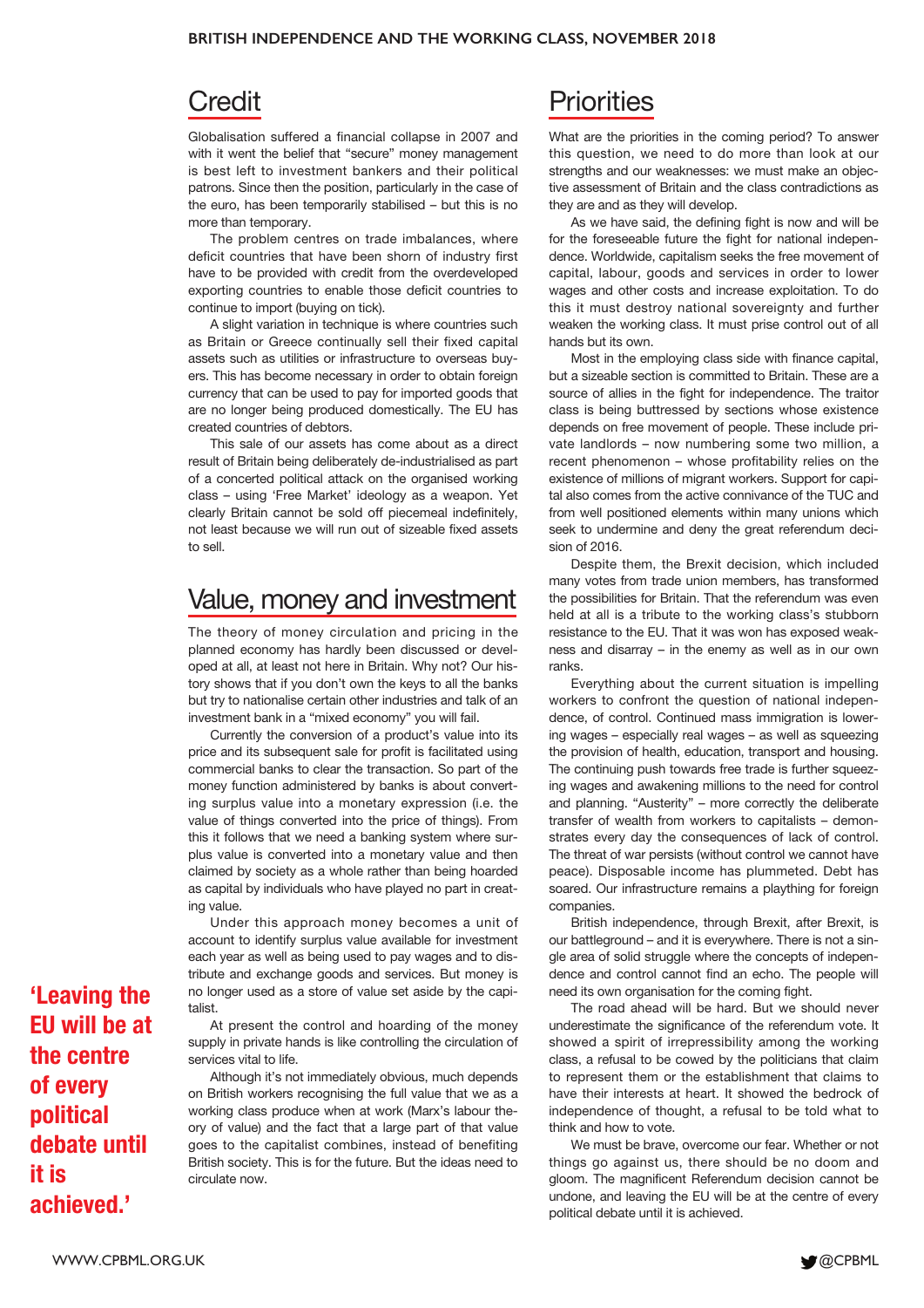## Credit

Globalisation suffered a financial collapse in 2007 and with it went the belief that "secure" money management is best left to investment bankers and their political patrons. Since then the position, particularly in the case of the euro, has been temporarily stabilised – but this is no more than temporary.

The problem centres on trade imbalances, where deficit countries that have been shorn of industry first have to be provided with credit from the overdeveloped exporting countries to enable those deficit countries to continue to import (buying on tick).

A slight variation in technique is where countries such as Britain or Greece continually sell their fixed capital assets such as utilities or infrastructure to overseas buyers. This has become necessary in order to obtain foreign currency that can be used to pay for imported goods that are no longer being produced domestically. The EU has created countries of debtors.

This sale of our assets has come about as a direct result of Britain being deliberately de-industrialised as part of a concerted political attack on the organised working class – using 'Free Market' ideology as a weapon. Yet clearly Britain cannot be sold off piecemeal indefinitely, not least because we will run out of sizeable fixed assets to sell.

## Value, money and investment

The theory of money circulation and pricing in the planned economy has hardly been discussed or developed at all, at least not here in Britain. Why not? Our history shows that if you don't own the keys to all the banks but try to nationalise certain other industries and talk of an investment bank in a "mixed economy" you will fail.

Currently the conversion of a product's value into its price and its subsequent sale for profit is facilitated using commercial banks to clear the transaction. So part of the money function administered by banks is about converting surplus value into a monetary expression (i.e. the value of things converted into the price of things). From this it follows that we need a banking system where surplus value is converted into a monetary value and then claimed by society as a whole rather than being hoarded as capital by individuals who have played no part in creating value.

Under this approach money becomes a unit of account to identify surplus value available for investment each year as well as being used to pay wages and to distribute and exchange goods and services. But money is no longer used as a store of value set aside by the capitalist.

At present the control and hoarding of the money supply in private hands is like controlling the circulation of services vital to life.

Although it's not immediately obvious, much depends on British workers recognising the full value that we as a working class produce when at work (Marx's labour theory of value) and the fact that a large part of that value goes to the capitalist combines, instead of benefiting British society. This is for the future. But the ideas need to circulate now.

**'Leaving the EU will be at the centre of every political debate until it is achieved.'**

## Priorities

What are the priorities in the coming period? To answer this question, we need to do more than look at our strengths and our weaknesses: we must make an objective assessment of Britain and the class contradictions as they are and as they will develop.

As we have said, the defining fight is now and will be for the foreseeable future the fight for national independence. Worldwide, capitalism seeks the free movement of capital, labour, goods and services in order to lower wages and other costs and increase exploitation. To do this it must destroy national sovereignty and further weaken the working class. It must prise control out of all hands but its own.

Most in the employing class side with finance capital, but a sizeable section is committed to Britain. These are a source of allies in the fight for independence. The traitor class is being buttressed by sections whose existence depends on free movement of people. These include private landlords – now numbering some two million, a recent phenomenon – whose profitability relies on the existence of millions of migrant workers. Support for capital also comes from the active connivance of the TUC and from well positioned elements within many unions which seek to undermine and deny the great referendum decision of 2016.

Despite them, the Brexit decision, which included many votes from trade union members, has transformed the possibilities for Britain. That the referendum was even held at all is a tribute to the working class's stubborn resistance to the EU. That it was won has exposed weakness and disarray – in the enemy as well as in our own ranks.

Everything about the current situation is impelling workers to confront the question of national independence, of control. Continued mass immigration is lowering wages – especially real wages – as well as squeezing the provision of health, education, transport and housing. The continuing push towards free trade is further squeezing wages and awakening millions to the need for control and planning. "Austerity" – more correctly the deliberate transfer of wealth from workers to capitalists – demonstrates every day the consequences of lack of control. The threat of war persists (without control we cannot have peace). Disposable income has plummeted. Debt has soared. Our infrastructure remains a plaything for foreign companies.

British independence, through Brexit, after Brexit, is our battleground – and it is everywhere. There is not a single area of solid struggle where the concepts of independence and control cannot find an echo. The people will need its own organisation for the coming fight.

The road ahead will be hard. But we should never underestimate the significance of the referendum vote. It showed a spirit of irrepressibility among the working class, a refusal to be cowed by the politicians that claim to represent them or the establishment that claims to have their interests at heart. It showed the bedrock of independence of thought, a refusal to be told what to think and how to vote.

We must be brave, overcome our fear. Whether or not things go against us, there should be no doom and gloom. The magnificent Referendum decision cannot be undone, and leaving the EU will be at the centre of every political debate until it is achieved.